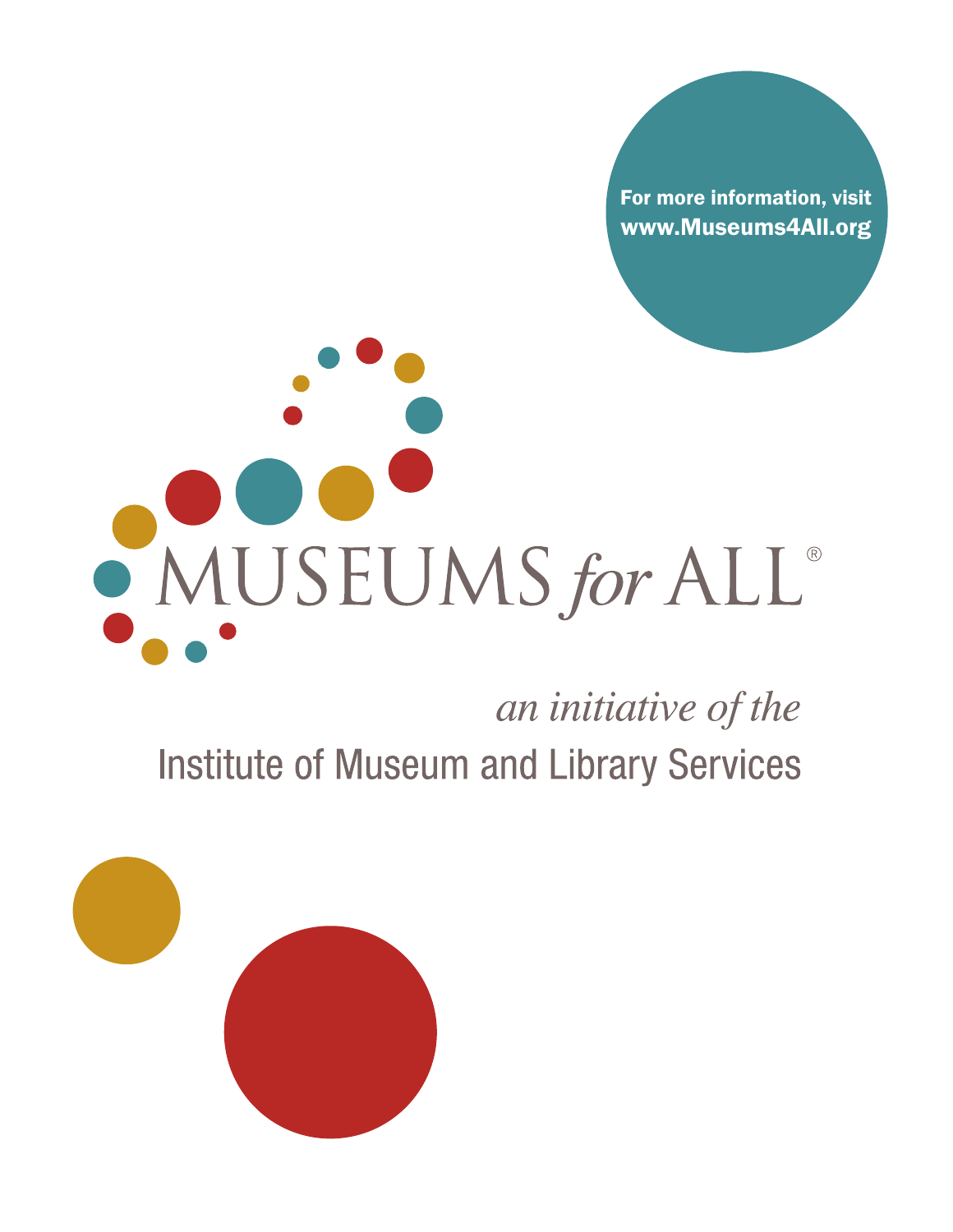For more information, visit
www.Museums4All.org

# MUSEUMS *for* ALL®

*an initiative of the*

Institute of Museum and Library Services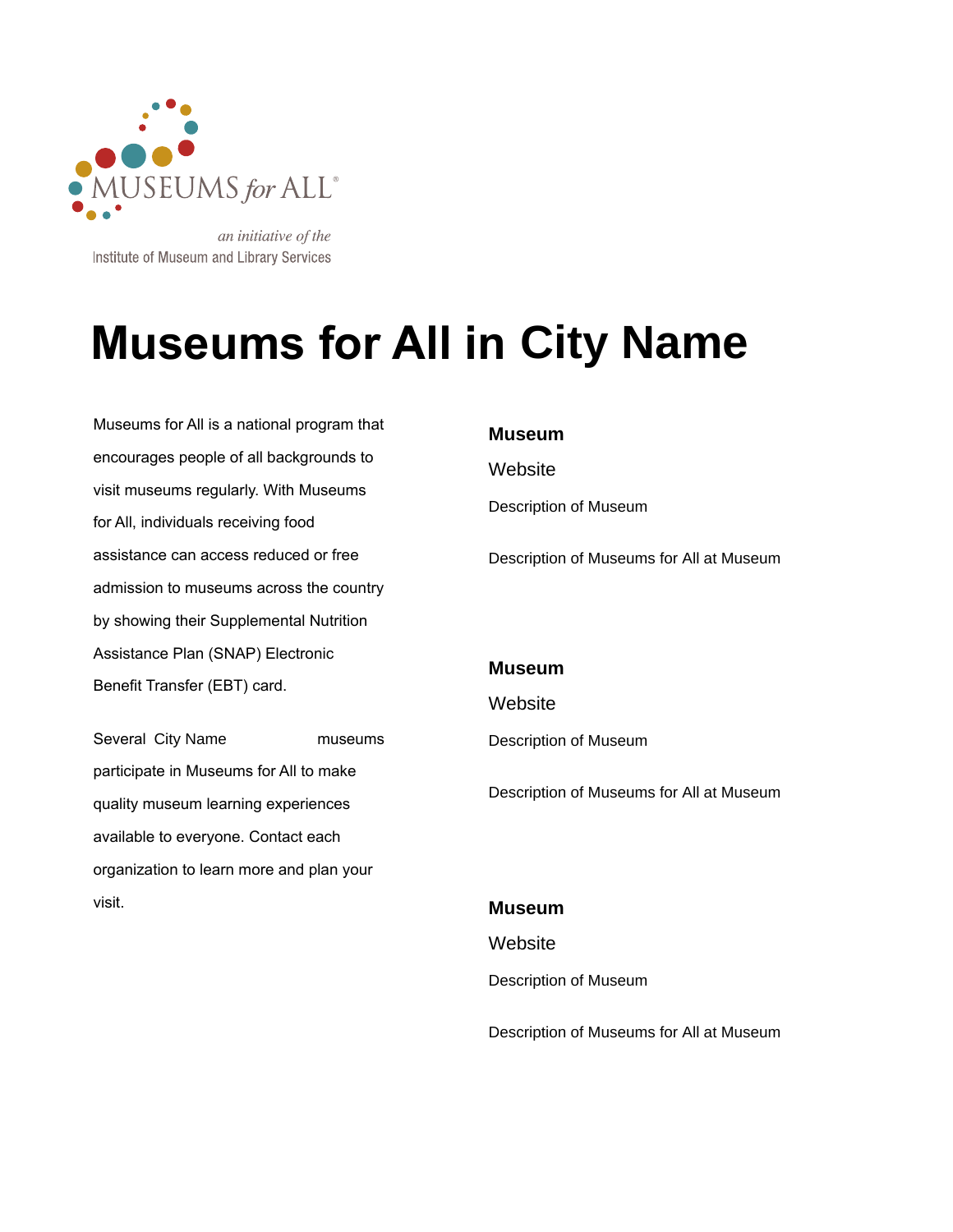MUSEUMS for ALL®

*an initiative of the*
Institute of Museum and Library Services

# Museums for All in City Name

Museums for All is a national program that encourages people of all backgrounds to visit museums regularly. With Museums for All, individuals receiving food assistance can access reduced or free admission to museums across the country by showing their Supplemental Nutrition Assistance Plan (SNAP) Electronic Benefit Transfer (EBT) card.

Several City Name museums participate in Museums for All to make quality museum learning experiences available to everyone. Contact each organization to learn more and plan your visit.

**Museum**

Website

Description of Museum

Description of Museums for All at Museum

**Museum**

Website

Description of Museum

Description of Museums for All at Museum

**Museum**

Website

Description of Museum

Description of Museums for All at Museum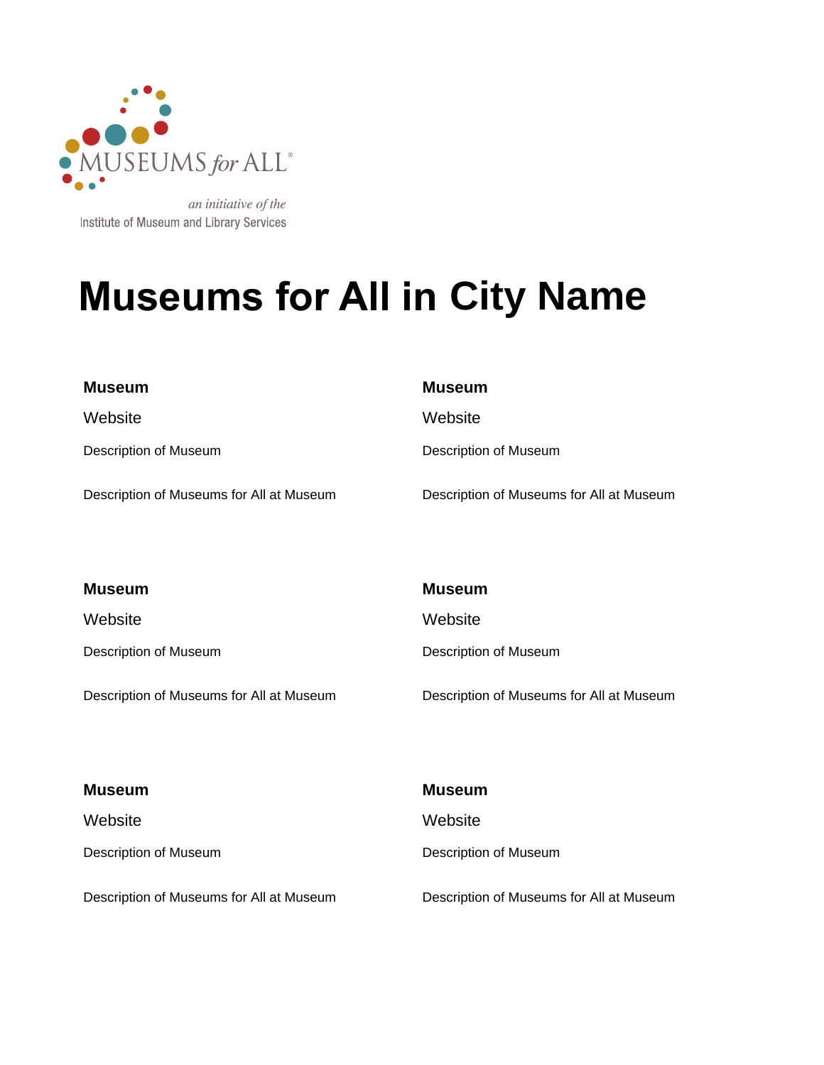MUSEUMS for ALL®

*an initiative of the*
Institute of Museum and Library Services

# Museums for All in City Name

**Museum**

Website

Description of Museum

Description of Museums for All at Museum

**Museum**

Website

Description of Museum

Description of Museums for All at Museum

**Museum**

Website

Description of Museum

Description of Museums for All at Museum

**Museum**

Website

Description of Museum

Description of Museums for All at Museum

**Museum**

Website

Description of Museum

Description of Museums for All at Museum

**Museum**

Website

Description of Museum

Description of Museums for All at Museum